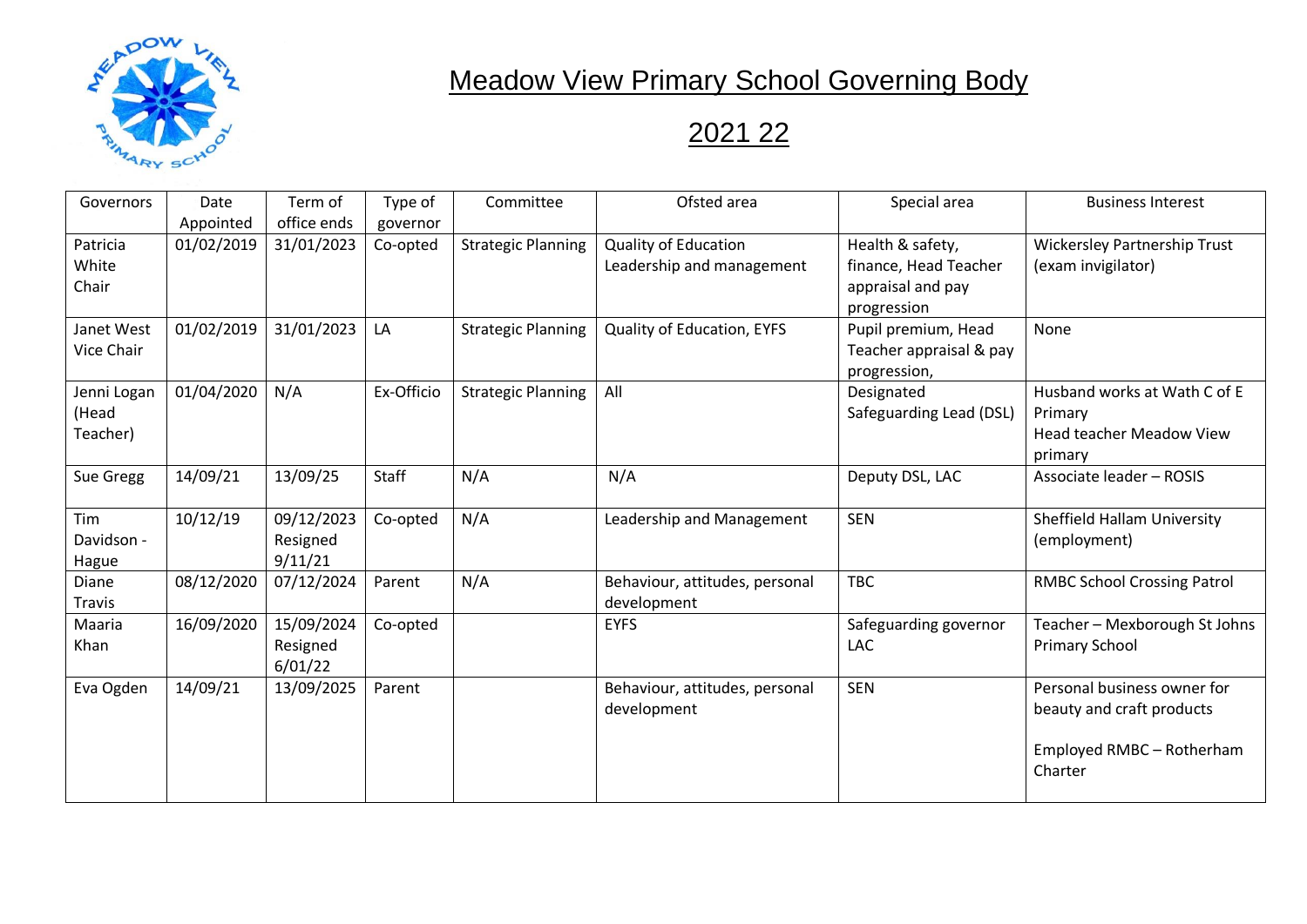# Meadow View Primary School Governing Body

## 2021 22

| Governors | Date Appointed | Term of office ends | Type of governor | Committee | Ofsted area | Special area | Business Interest |
|---|---|---|---|---|---|---|---|
| Patricia White Chair | 01/02/2019 | 31/01/2023 | Co-opted | Strategic Planning | Quality of Education Leadership and management | Health & safety, finance, Head Teacher appraisal and pay progression | Wickersley Partnership Trust (exam invigilator) |
| Janet West Vice Chair | 01/02/2019 | 31/01/2023 | LA | Strategic Planning | Quality of Education, EYFS | Pupil premium, Head Teacher appraisal & pay progression, | None |
| Jenni Logan (Head Teacher) | 01/04/2020 | N/A | Ex-Officio | Strategic Planning | All | Designated Safeguarding Lead (DSL) | Husband works at Wath C of E Primary<br>Head teacher Meadow View primary |
| Sue Gregg | 14/09/21 | 13/09/25 | Staff | N/A | N/A | Deputy DSL, LAC | Associate leader – ROSIS |
| Tim Davidson - Hague | 10/12/19 | 09/12/2023 Resigned 9/11/21 | Co-opted | N/A | Leadership and Management | SEN | Sheffield Hallam University (employment) |
| Diane Travis | 08/12/2020 | 07/12/2024 | Parent | N/A | Behaviour, attitudes, personal development | TBC | RMBC School Crossing Patrol |
| Maaria Khan | 16/09/2020 | 15/09/2024 Resigned 6/01/22 | Co-opted | | EYFS | Safeguarding governor LAC | Teacher – Mexborough St Johns Primary School |
| Eva Ogden | 14/09/21 | 13/09/2025 | Parent | | Behaviour, attitudes, personal development | SEN | Personal business owner for beauty and craft products<br><br>Employed RMBC – Rotherham Charter |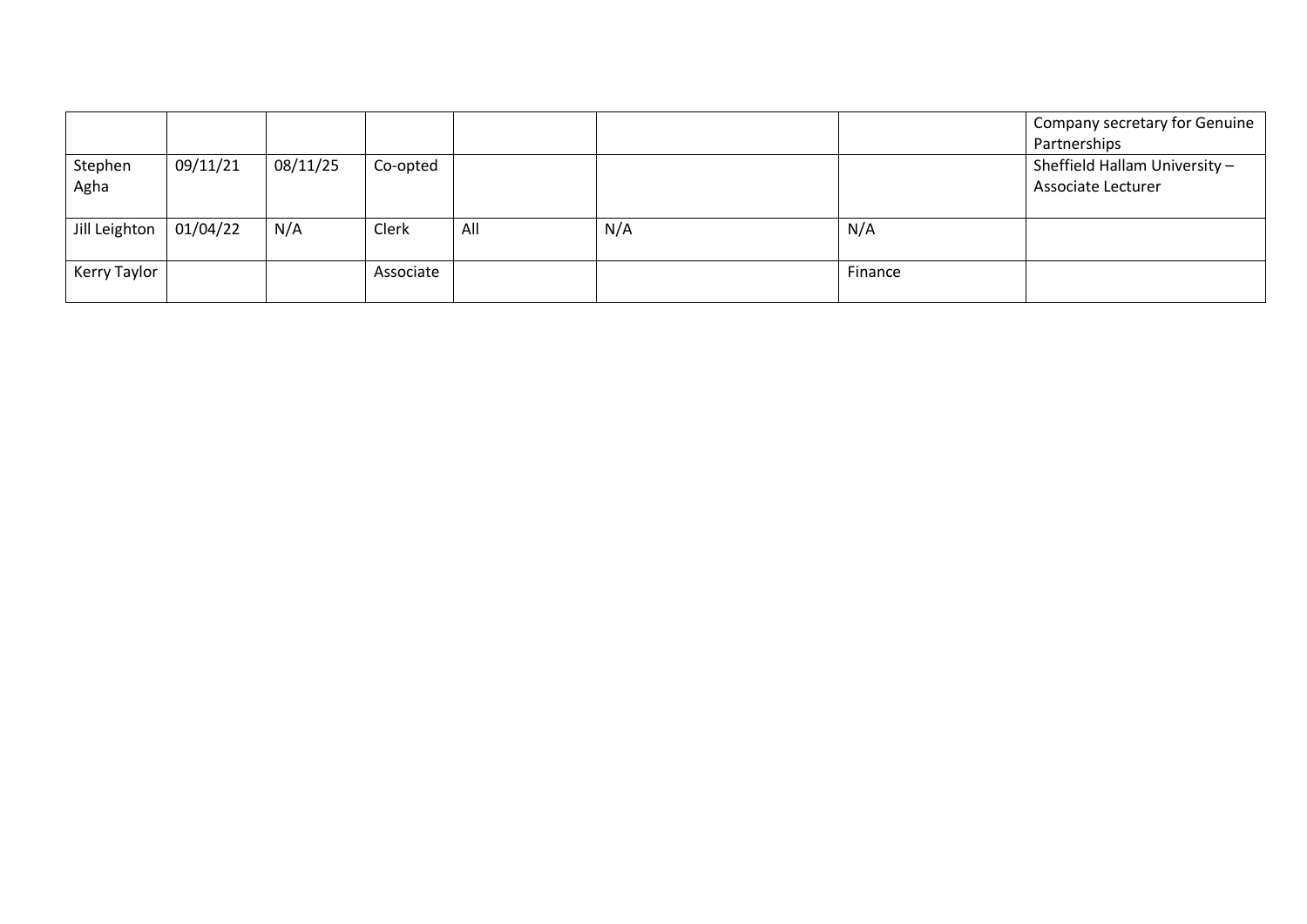| | | | | | | | |
|---|---|---|---|---|---|---|---|
| | | | | | | | Company secretary for Genuine Partnerships |
| Stephen Agha | 09/11/21 | 08/11/25 | Co-opted | | | | Sheffield Hallam University – Associate Lecturer |
| Jill Leighton | 01/04/22 | N/A | Clerk | All | N/A | N/A | |
| Kerry Taylor | | | Associate | | | Finance | |